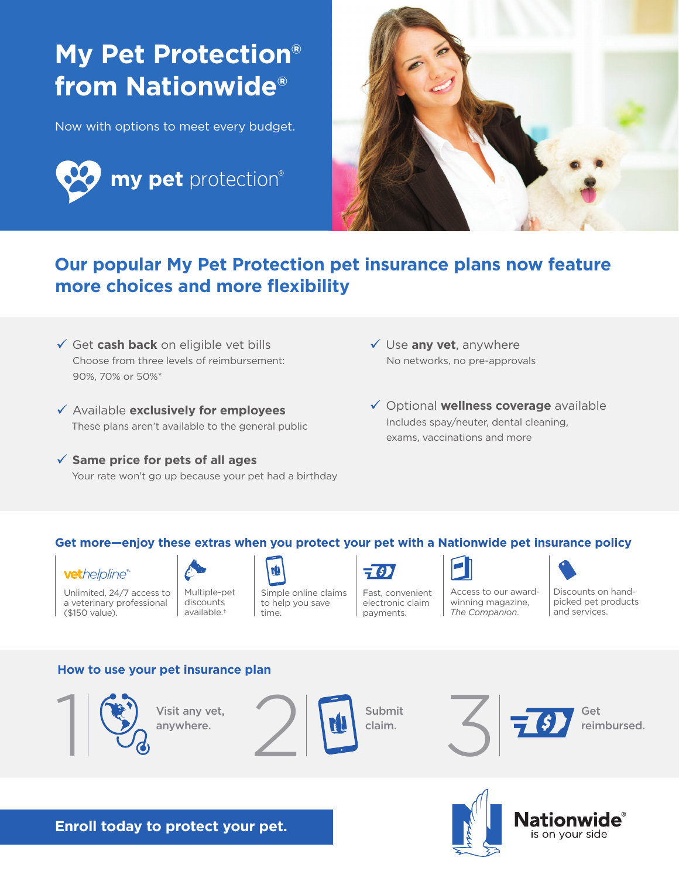# My Pet Protection® from Nationwide®

Now with options to meet every budget.

**my pet** protection®

## Our popular My Pet Protection pet insurance plans now feature more choices and more flexibility

- ✓ Get **cash back** on eligible vet bills
  Choose from three levels of reimbursement: 90%, 70% or 50%*
- ✓ Available **exclusively for employees**
  These plans aren't available to the general public
- ✓ **Same price for pets of all ages**
  Your rate won't go up because your pet had a birthday
- ✓ Use **any vet**, anywhere
  No networks, no pre-approvals
- ✓ Optional **wellness coverage** available
  Includes spay/neuter, dental cleaning, exams, vaccinations and more

### Get more—enjoy these extras when you protect your pet with a Nationwide pet insurance policy

- **vethelpline®** Unlimited, 24/7 access to a veterinary professional ($150 value).
- Multiple-pet discounts available.†
- Simple online claims to help you save time.
- Fast, convenient electronic claim payments.
- Access to our award-winning magazine, *The Companion*.
- Discounts on hand-picked pet products and services.

### How to use your pet insurance plan

1. Visit any vet, anywhere.
2. Submit claim.
3. Get reimbursed.

**Enroll today to protect your pet.**

Nationwide® is on your side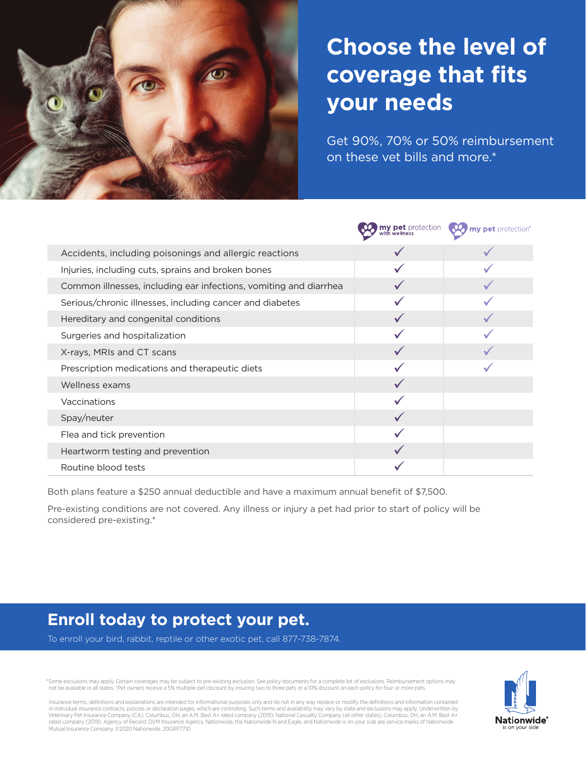# Choose the level of coverage that fits your needs

Get 90%, 70% or 50% reimbursement on these vet bills and more.*

| | my pet protection with wellness | my pet protection* |
|---|---|---|
| Accidents, including poisonings and allergic reactions | ✓ | ✓ |
| Injuries, including cuts, sprains and broken bones | ✓ | ✓ |
| Common illnesses, including ear infections, vomiting and diarrhea | ✓ | ✓ |
| Serious/chronic illnesses, including cancer and diabetes | ✓ | ✓ |
| Hereditary and congenital conditions | ✓ | ✓ |
| Surgeries and hospitalization | ✓ | ✓ |
| X-rays, MRIs and CT scans | ✓ | ✓ |
| Prescription medications and therapeutic diets | ✓ | ✓ |
| Wellness exams | ✓ | |
| Vaccinations | ✓ | |
| Spay/neuter | ✓ | |
| Flea and tick prevention | ✓ | |
| Heartworm testing and prevention | ✓ | |
| Routine blood tests | ✓ | |

Both plans feature a $250 annual deductible and have a maximum annual benefit of $7,500.

Pre-existing conditions are not covered. Any illness or injury a pet had prior to start of policy will be considered pre-existing.*

## Enroll today to protect your pet.

To enroll your bird, rabbit, reptile or other exotic pet, call 877-738-7874.

*Some exclusions may apply. Certain coverages may be subject to pre-existing exclusion. See policy documents for a complete list of exclusions. Reimbursement options may not be available in all states. †Pet owners receive a 5% multiple-pet discount by insuring two to three pets or a 10% discount on each policy for four or more pets.

Insurance terms, definitions and explanations are intended for informational purposes only and do not in any way replace or modify the definitions and information contained in individual insurance contracts, policies or declaration pages, which are controlling. Such terms and availability may vary by state and exclusions may apply. Underwritten by Veterinary Pet Insurance Company (CA), Columbus, OH, an A.M. Best A+ rated company (2019); National Casualty Company (all other states), Columbus, OH, an A.M. Best A+ rated company (2019). Agency of Record: DVM Insurance Agency. Nationwide, the Nationwide N and Eagle, and Nationwide is on your side are service marks of Nationwide Mutual Insurance Company. ©2020 Nationwide. 20GRP7710

Nationwide® is on your side